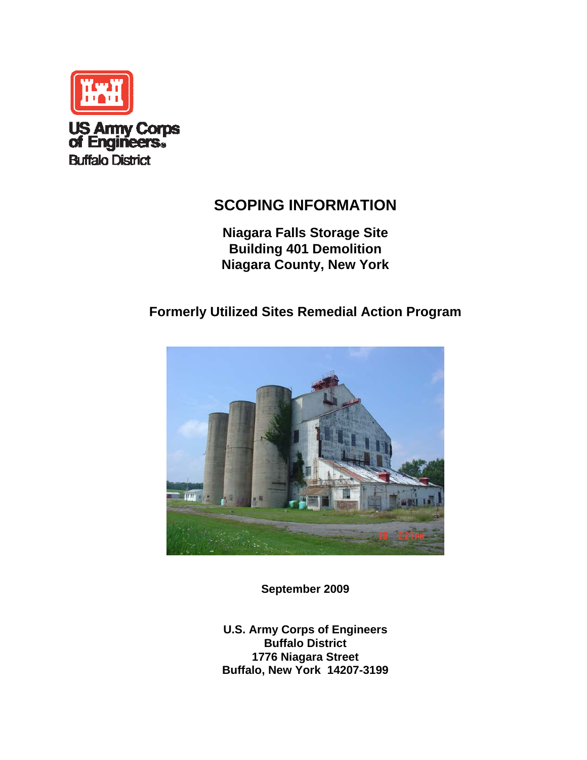US Army Corps of Engineers
Buffalo District

# SCOPING INFORMATION

## Niagara Falls Storage Site
## Building 401 Demolition
## Niagara County, New York

## Formerly Utilized Sites Remedial Action Program

**September 2009**

**U.S. Army Corps of Engineers**
**Buffalo District**
**1776 Niagara Street**
**Buffalo, New York 14207-3199**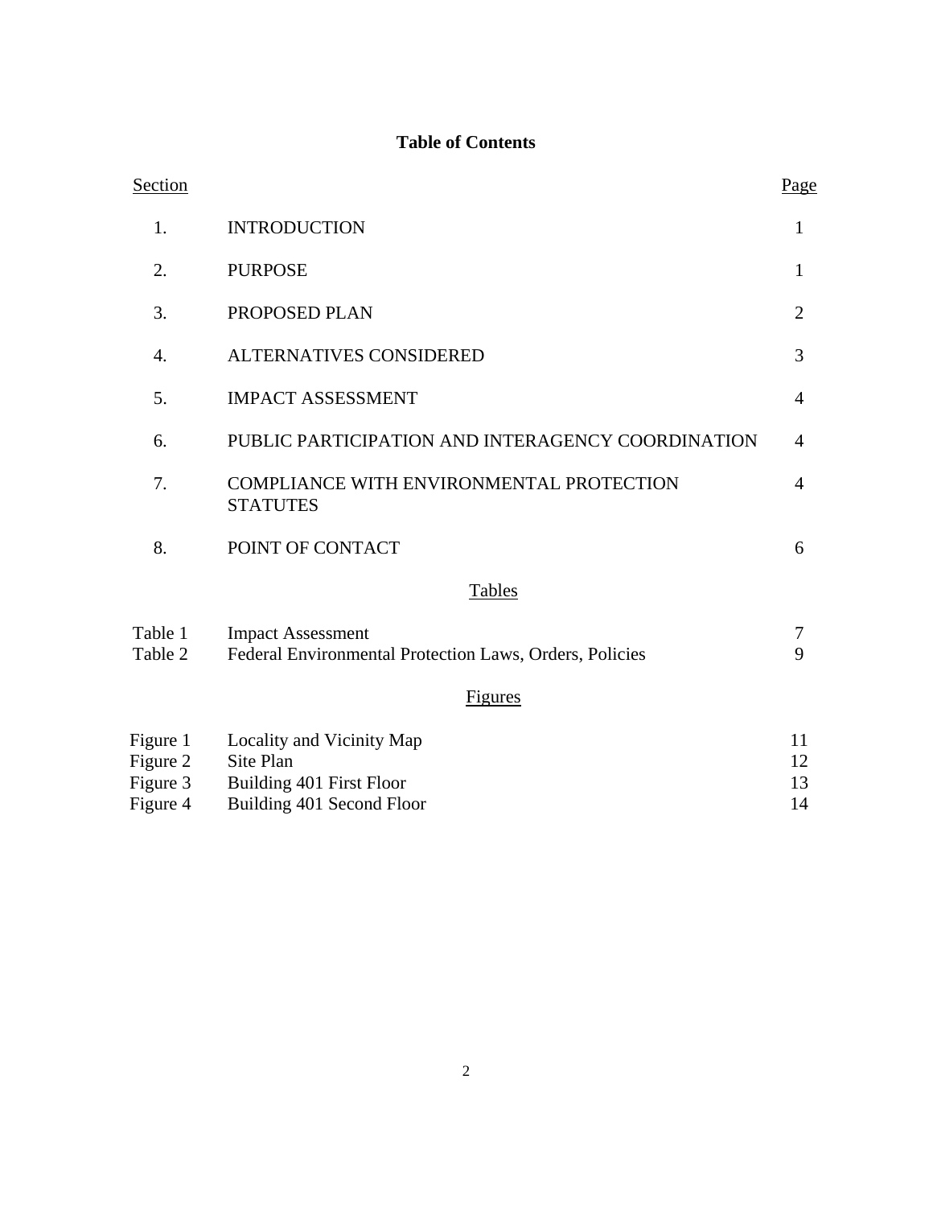# Table of Contents

| Section | | Page |
|---|---|---|
| 1. | INTRODUCTION | 1 |
| 2. | PURPOSE | 1 |
| 3. | PROPOSED PLAN | 2 |
| 4. | ALTERNATIVES CONSIDERED | 3 |
| 5. | IMPACT ASSESSMENT | 4 |
| 6. | PUBLIC PARTICIPATION AND INTERAGENCY COORDINATION | 4 |
| 7. | COMPLIANCE WITH ENVIRONMENTAL PROTECTION STATUTES | 4 |
| 8. | POINT OF CONTACT | 6 |

## Tables

| | | |
|---|---|---|
| Table 1 | Impact Assessment | 7 |
| Table 2 | Federal Environmental Protection Laws, Orders, Policies | 9 |

## Figures

| | | |
|---|---|---|
| Figure 1 | Locality and Vicinity Map | 11 |
| Figure 2 | Site Plan | 12 |
| Figure 3 | Building 401 First Floor | 13 |
| Figure 4 | Building 401 Second Floor | 14 |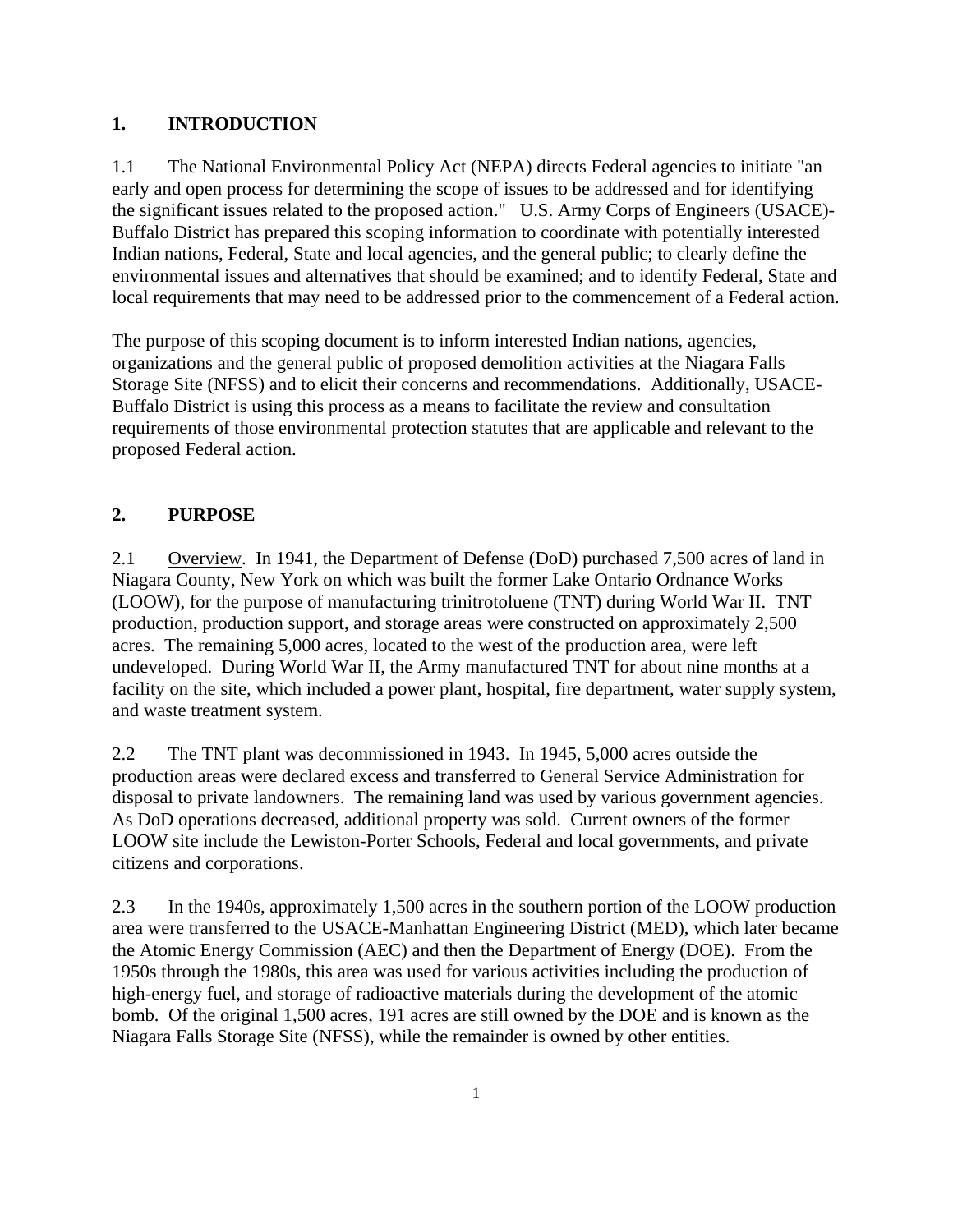# 1. INTRODUCTION

1.1 The National Environmental Policy Act (NEPA) directs Federal agencies to initiate "an early and open process for determining the scope of issues to be addressed and for identifying the significant issues related to the proposed action." U.S. Army Corps of Engineers (USACE)-Buffalo District has prepared this scoping information to coordinate with potentially interested Indian nations, Federal, State and local agencies, and the general public; to clearly define the environmental issues and alternatives that should be examined; and to identify Federal, State and local requirements that may need to be addressed prior to the commencement of a Federal action.

The purpose of this scoping document is to inform interested Indian nations, agencies, organizations and the general public of proposed demolition activities at the Niagara Falls Storage Site (NFSS) and to elicit their concerns and recommendations. Additionally, USACE-Buffalo District is using this process as a means to facilitate the review and consultation requirements of those environmental protection statutes that are applicable and relevant to the proposed Federal action.

# 2. PURPOSE

2.1 Overview. In 1941, the Department of Defense (DoD) purchased 7,500 acres of land in Niagara County, New York on which was built the former Lake Ontario Ordnance Works (LOOW), for the purpose of manufacturing trinitrotoluene (TNT) during World War II. TNT production, production support, and storage areas were constructed on approximately 2,500 acres. The remaining 5,000 acres, located to the west of the production area, were left undeveloped. During World War II, the Army manufactured TNT for about nine months at a facility on the site, which included a power plant, hospital, fire department, water supply system, and waste treatment system.

2.2 The TNT plant was decommissioned in 1943. In 1945, 5,000 acres outside the production areas were declared excess and transferred to General Service Administration for disposal to private landowners. The remaining land was used by various government agencies. As DoD operations decreased, additional property was sold. Current owners of the former LOOW site include the Lewiston-Porter Schools, Federal and local governments, and private citizens and corporations.

2.3 In the 1940s, approximately 1,500 acres in the southern portion of the LOOW production area were transferred to the USACE-Manhattan Engineering District (MED), which later became the Atomic Energy Commission (AEC) and then the Department of Energy (DOE). From the 1950s through the 1980s, this area was used for various activities including the production of high-energy fuel, and storage of radioactive materials during the development of the atomic bomb. Of the original 1,500 acres, 191 acres are still owned by the DOE and is known as the Niagara Falls Storage Site (NFSS), while the remainder is owned by other entities.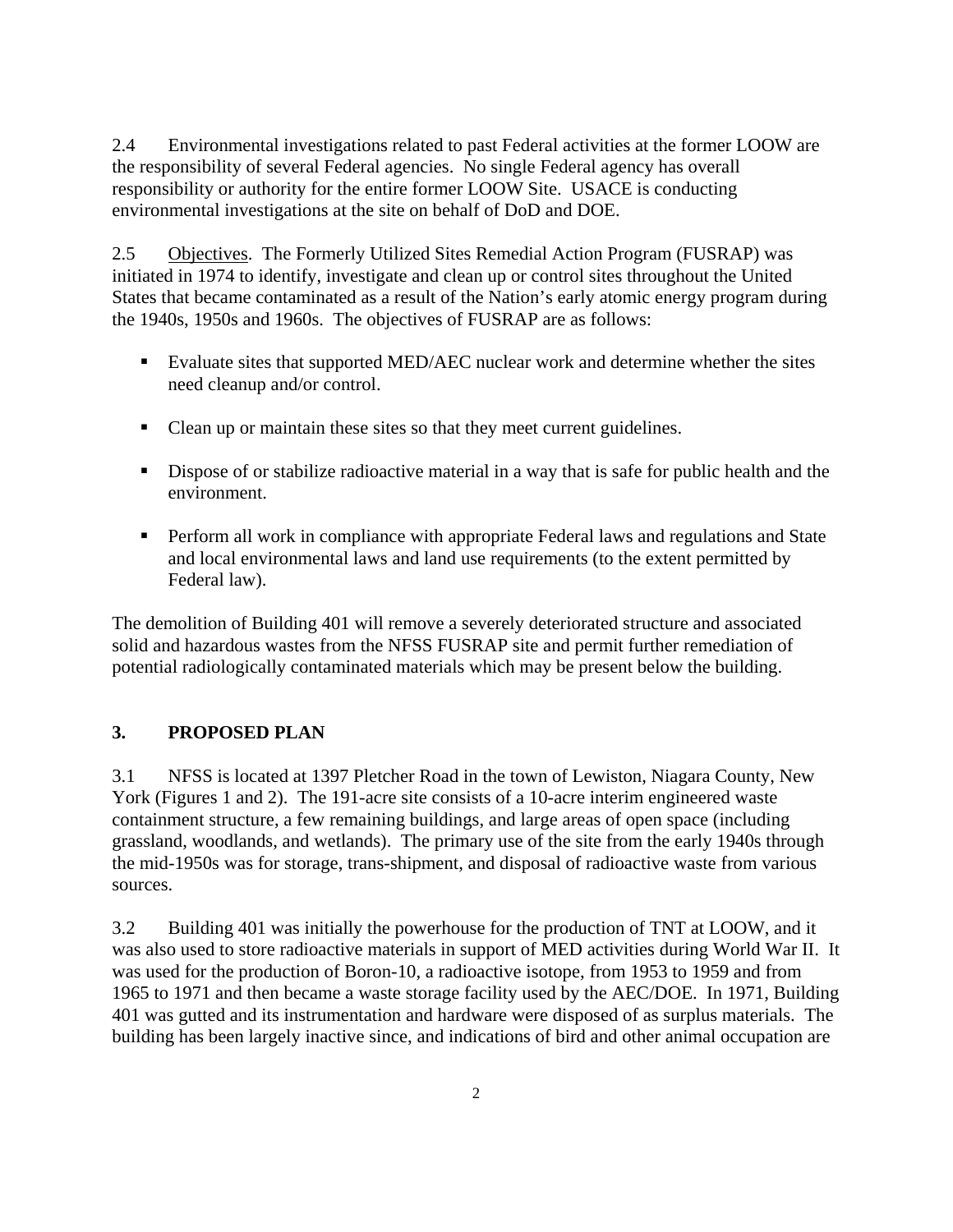2.4 Environmental investigations related to past Federal activities at the former LOOW are the responsibility of several Federal agencies. No single Federal agency has overall responsibility or authority for the entire former LOOW Site. USACE is conducting environmental investigations at the site on behalf of DoD and DOE.

2.5 Objectives. The Formerly Utilized Sites Remedial Action Program (FUSRAP) was initiated in 1974 to identify, investigate and clean up or control sites throughout the United States that became contaminated as a result of the Nation's early atomic energy program during the 1940s, 1950s and 1960s. The objectives of FUSRAP are as follows:

- Evaluate sites that supported MED/AEC nuclear work and determine whether the sites need cleanup and/or control.
- Clean up or maintain these sites so that they meet current guidelines.
- Dispose of or stabilize radioactive material in a way that is safe for public health and the environment.
- Perform all work in compliance with appropriate Federal laws and regulations and State and local environmental laws and land use requirements (to the extent permitted by Federal law).

The demolition of Building 401 will remove a severely deteriorated structure and associated solid and hazardous wastes from the NFSS FUSRAP site and permit further remediation of potential radiologically contaminated materials which may be present below the building.

## 3. PROPOSED PLAN

3.1 NFSS is located at 1397 Pletcher Road in the town of Lewiston, Niagara County, New York (Figures 1 and 2). The 191-acre site consists of a 10-acre interim engineered waste containment structure, a few remaining buildings, and large areas of open space (including grassland, woodlands, and wetlands). The primary use of the site from the early 1940s through the mid-1950s was for storage, trans-shipment, and disposal of radioactive waste from various sources.

3.2 Building 401 was initially the powerhouse for the production of TNT at LOOW, and it was also used to store radioactive materials in support of MED activities during World War II. It was used for the production of Boron-10, a radioactive isotope, from 1953 to 1959 and from 1965 to 1971 and then became a waste storage facility used by the AEC/DOE. In 1971, Building 401 was gutted and its instrumentation and hardware were disposed of as surplus materials. The building has been largely inactive since, and indications of bird and other animal occupation are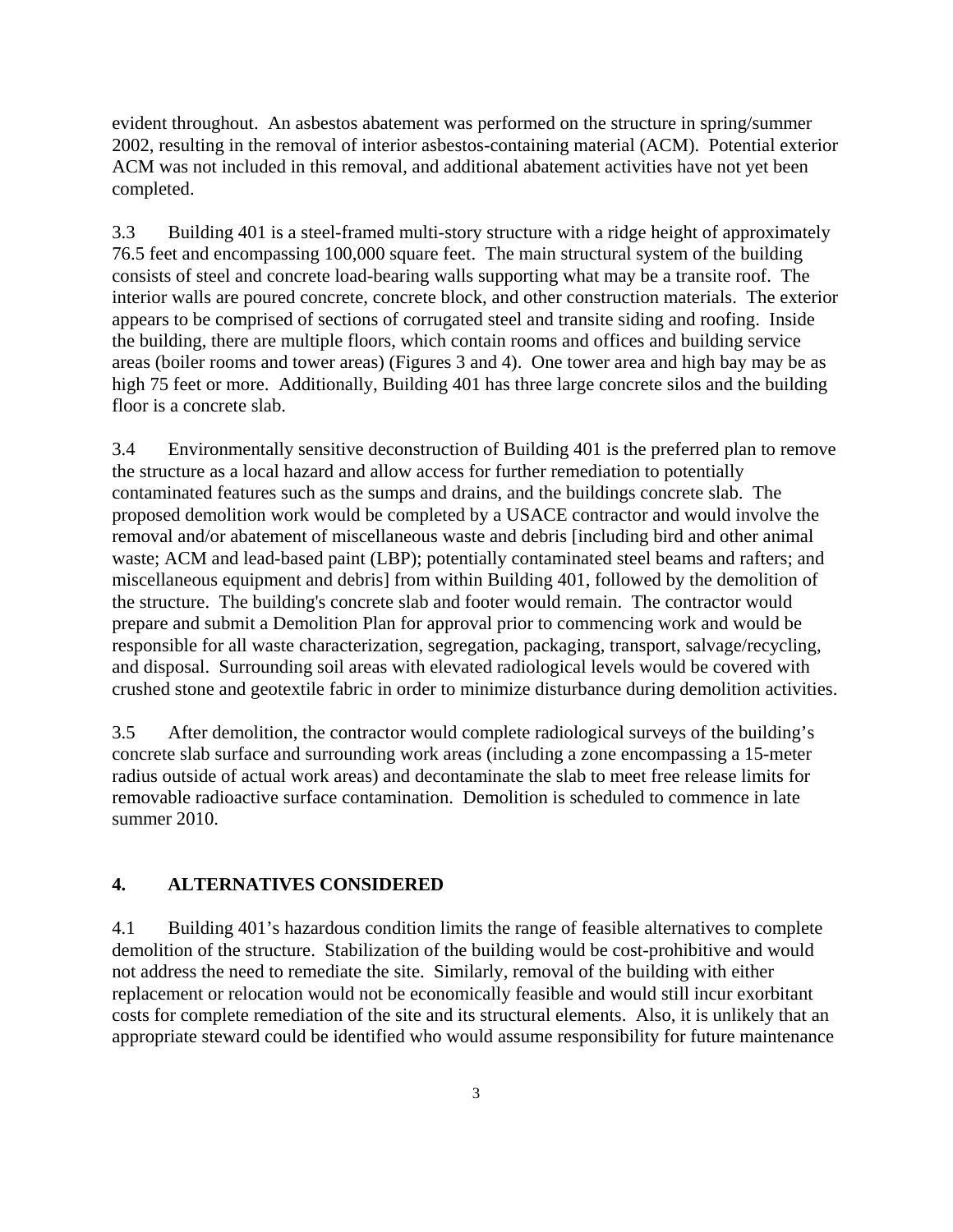evident throughout. An asbestos abatement was performed on the structure in spring/summer 2002, resulting in the removal of interior asbestos-containing material (ACM). Potential exterior ACM was not included in this removal, and additional abatement activities have not yet been completed.

3.3 Building 401 is a steel-framed multi-story structure with a ridge height of approximately 76.5 feet and encompassing 100,000 square feet. The main structural system of the building consists of steel and concrete load-bearing walls supporting what may be a transite roof. The interior walls are poured concrete, concrete block, and other construction materials. The exterior appears to be comprised of sections of corrugated steel and transite siding and roofing. Inside the building, there are multiple floors, which contain rooms and offices and building service areas (boiler rooms and tower areas) (Figures 3 and 4). One tower area and high bay may be as high 75 feet or more. Additionally, Building 401 has three large concrete silos and the building floor is a concrete slab.

3.4 Environmentally sensitive deconstruction of Building 401 is the preferred plan to remove the structure as a local hazard and allow access for further remediation to potentially contaminated features such as the sumps and drains, and the buildings concrete slab. The proposed demolition work would be completed by a USACE contractor and would involve the removal and/or abatement of miscellaneous waste and debris [including bird and other animal waste; ACM and lead-based paint (LBP); potentially contaminated steel beams and rafters; and miscellaneous equipment and debris] from within Building 401, followed by the demolition of the structure. The building's concrete slab and footer would remain. The contractor would prepare and submit a Demolition Plan for approval prior to commencing work and would be responsible for all waste characterization, segregation, packaging, transport, salvage/recycling, and disposal. Surrounding soil areas with elevated radiological levels would be covered with crushed stone and geotextile fabric in order to minimize disturbance during demolition activities.

3.5 After demolition, the contractor would complete radiological surveys of the building's concrete slab surface and surrounding work areas (including a zone encompassing a 15-meter radius outside of actual work areas) and decontaminate the slab to meet free release limits for removable radioactive surface contamination. Demolition is scheduled to commence in late summer 2010.

## 4. ALTERNATIVES CONSIDERED

4.1 Building 401's hazardous condition limits the range of feasible alternatives to complete demolition of the structure. Stabilization of the building would be cost-prohibitive and would not address the need to remediate the site. Similarly, removal of the building with either replacement or relocation would not be economically feasible and would still incur exorbitant costs for complete remediation of the site and its structural elements. Also, it is unlikely that an appropriate steward could be identified who would assume responsibility for future maintenance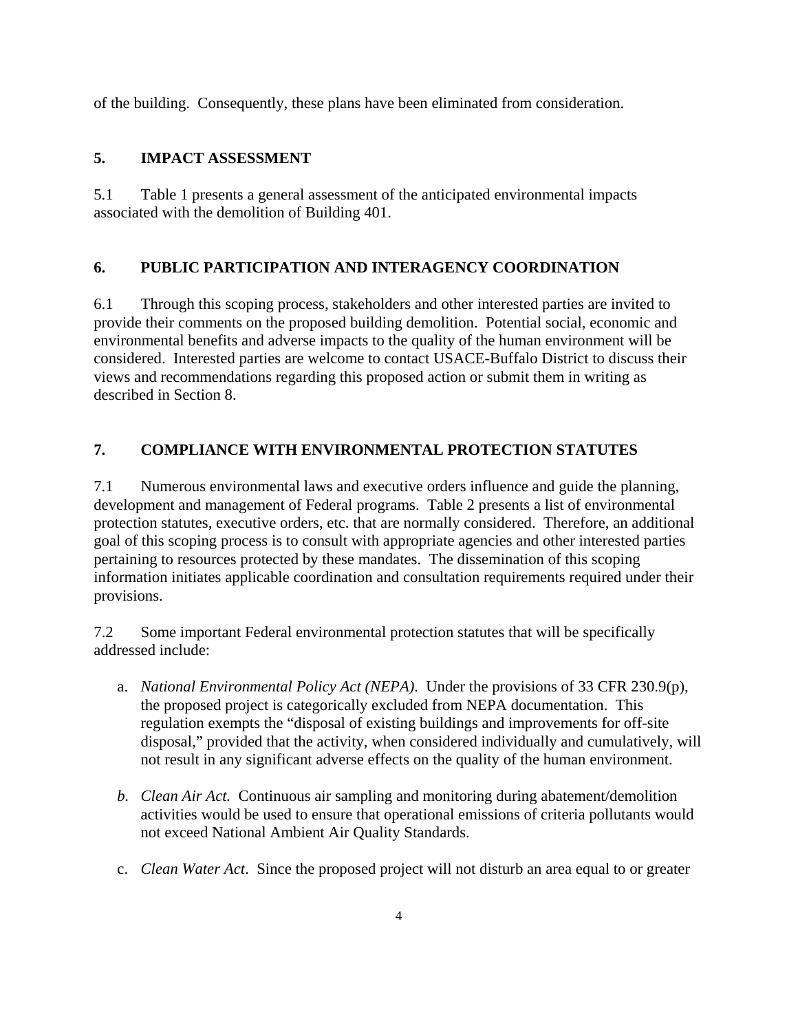of the building. Consequently, these plans have been eliminated from consideration.

## 5. IMPACT ASSESSMENT

5.1 Table 1 presents a general assessment of the anticipated environmental impacts associated with the demolition of Building 401.

## 6. PUBLIC PARTICIPATION AND INTERAGENCY COORDINATION

6.1 Through this scoping process, stakeholders and other interested parties are invited to provide their comments on the proposed building demolition. Potential social, economic and environmental benefits and adverse impacts to the quality of the human environment will be considered. Interested parties are welcome to contact USACE-Buffalo District to discuss their views and recommendations regarding this proposed action or submit them in writing as described in Section 8.

## 7. COMPLIANCE WITH ENVIRONMENTAL PROTECTION STATUTES

7.1 Numerous environmental laws and executive orders influence and guide the planning, development and management of Federal programs. Table 2 presents a list of environmental protection statutes, executive orders, etc. that are normally considered. Therefore, an additional goal of this scoping process is to consult with appropriate agencies and other interested parties pertaining to resources protected by these mandates. The dissemination of this scoping information initiates applicable coordination and consultation requirements required under their provisions.

7.2 Some important Federal environmental protection statutes that will be specifically addressed include:

a. *National Environmental Policy Act (NEPA)*. Under the provisions of 33 CFR 230.9(p), the proposed project is categorically excluded from NEPA documentation. This regulation exempts the "disposal of existing buildings and improvements for off-site disposal," provided that the activity, when considered individually and cumulatively, will not result in any significant adverse effects on the quality of the human environment.

*b. Clean Air Act.* Continuous air sampling and monitoring during abatement/demolition activities would be used to ensure that operational emissions of criteria pollutants would not exceed National Ambient Air Quality Standards.

c. *Clean Water Act*. Since the proposed project will not disturb an area equal to or greater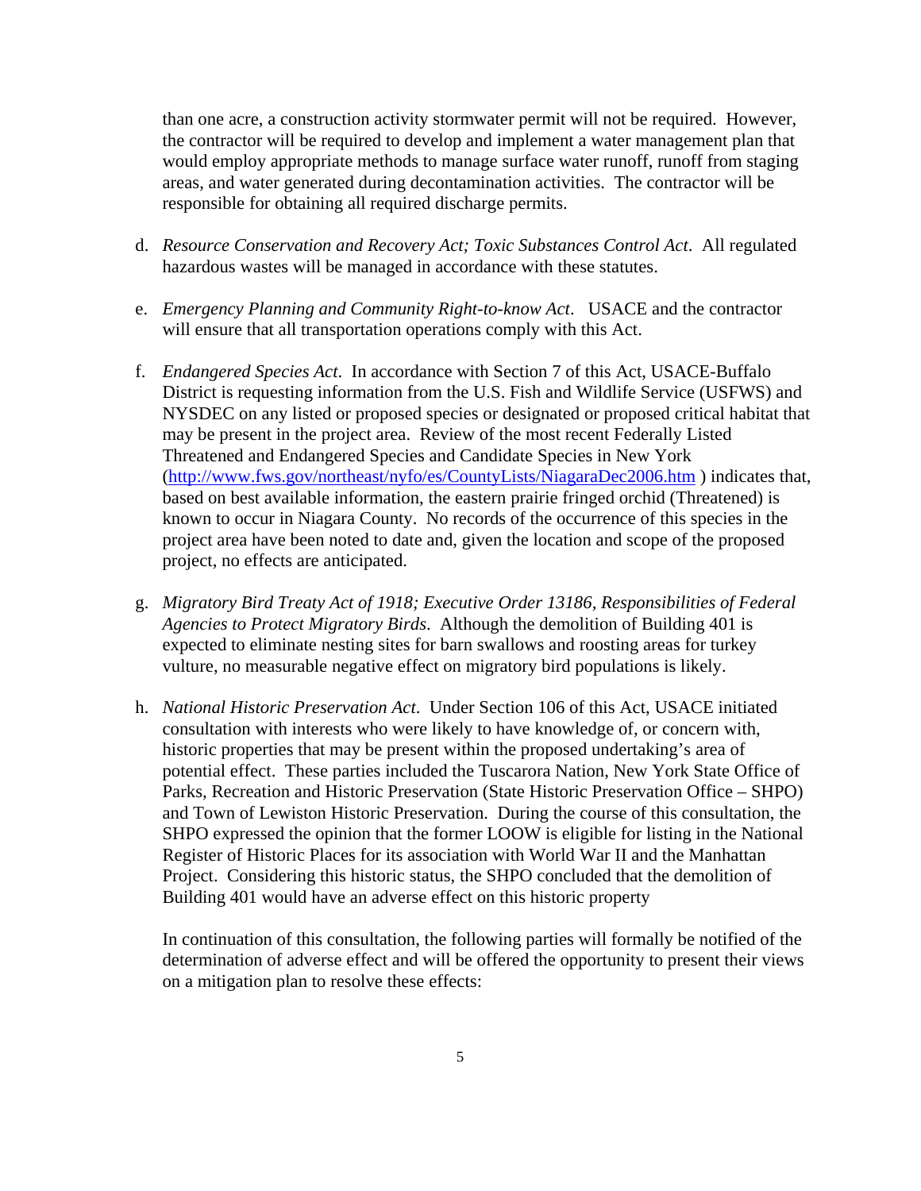than one acre, a construction activity stormwater permit will not be required. However, the contractor will be required to develop and implement a water management plan that would employ appropriate methods to manage surface water runoff, runoff from staging areas, and water generated during decontamination activities. The contractor will be responsible for obtaining all required discharge permits.

d. *Resource Conservation and Recovery Act; Toxic Substances Control Act*. All regulated hazardous wastes will be managed in accordance with these statutes.

e. *Emergency Planning and Community Right-to-know Act*. USACE and the contractor will ensure that all transportation operations comply with this Act.

f. *Endangered Species Act*. In accordance with Section 7 of this Act, USACE-Buffalo District is requesting information from the U.S. Fish and Wildlife Service (USFWS) and NYSDEC on any listed or proposed species or designated or proposed critical habitat that may be present in the project area. Review of the most recent Federally Listed Threatened and Endangered Species and Candidate Species in New York (http://www.fws.gov/northeast/nyfo/es/CountyLists/NiagaraDec2006.htm ) indicates that, based on best available information, the eastern prairie fringed orchid (Threatened) is known to occur in Niagara County. No records of the occurrence of this species in the project area have been noted to date and, given the location and scope of the proposed project, no effects are anticipated.

g. *Migratory Bird Treaty Act of 1918; Executive Order 13186, Responsibilities of Federal Agencies to Protect Migratory Birds*. Although the demolition of Building 401 is expected to eliminate nesting sites for barn swallows and roosting areas for turkey vulture, no measurable negative effect on migratory bird populations is likely.

h. *National Historic Preservation Act*. Under Section 106 of this Act, USACE initiated consultation with interests who were likely to have knowledge of, or concern with, historic properties that may be present within the proposed undertaking's area of potential effect. These parties included the Tuscarora Nation, New York State Office of Parks, Recreation and Historic Preservation (State Historic Preservation Office – SHPO) and Town of Lewiston Historic Preservation. During the course of this consultation, the SHPO expressed the opinion that the former LOOW is eligible for listing in the National Register of Historic Places for its association with World War II and the Manhattan Project. Considering this historic status, the SHPO concluded that the demolition of Building 401 would have an adverse effect on this historic property

In continuation of this consultation, the following parties will formally be notified of the determination of adverse effect and will be offered the opportunity to present their views on a mitigation plan to resolve these effects: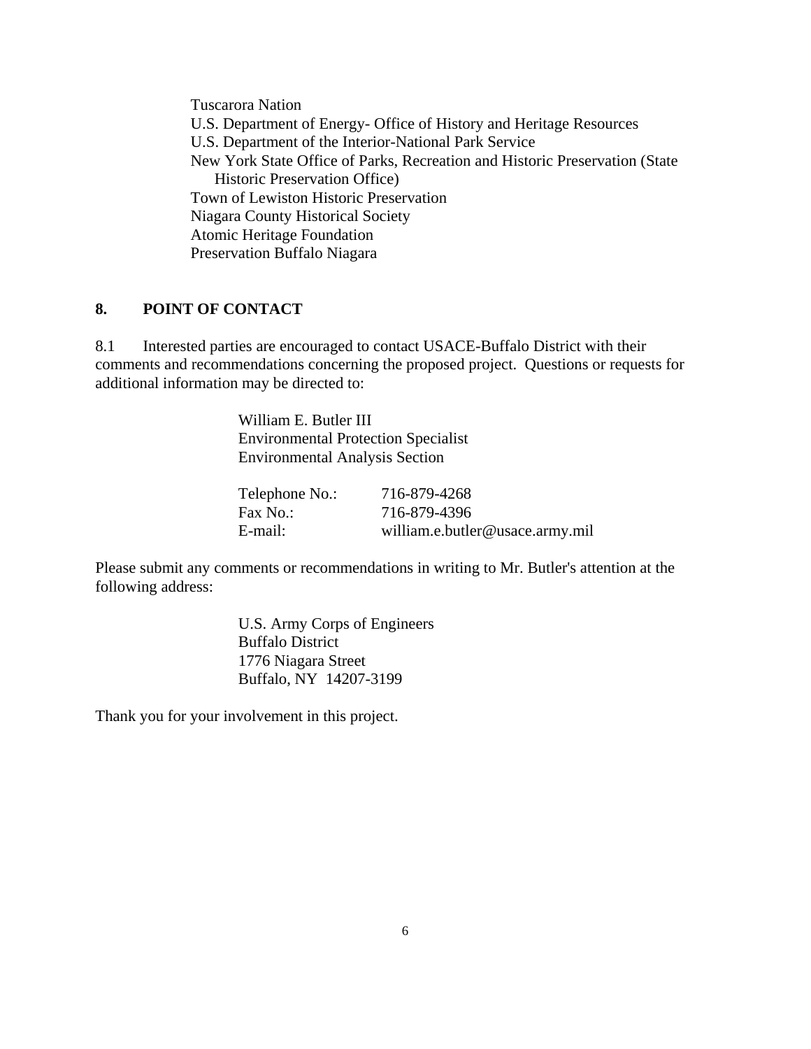Tuscarora Nation
U.S. Department of Energy- Office of History and Heritage Resources
U.S. Department of the Interior-National Park Service
New York State Office of Parks, Recreation and Historic Preservation (State Historic Preservation Office)
Town of Lewiston Historic Preservation
Niagara County Historical Society
Atomic Heritage Foundation
Preservation Buffalo Niagara

## 8. POINT OF CONTACT

8.1 Interested parties are encouraged to contact USACE-Buffalo District with their comments and recommendations concerning the proposed project. Questions or requests for additional information may be directed to:

William E. Butler III
Environmental Protection Specialist
Environmental Analysis Section

| | |
|---|---|
| Telephone No.: | 716-879-4268 |
| Fax No.: | 716-879-4396 |
| E-mail: | william.e.butler@usace.army.mil |

Please submit any comments or recommendations in writing to Mr. Butler's attention at the following address:

U.S. Army Corps of Engineers
Buffalo District
1776 Niagara Street
Buffalo, NY 14207-3199

Thank you for your involvement in this project.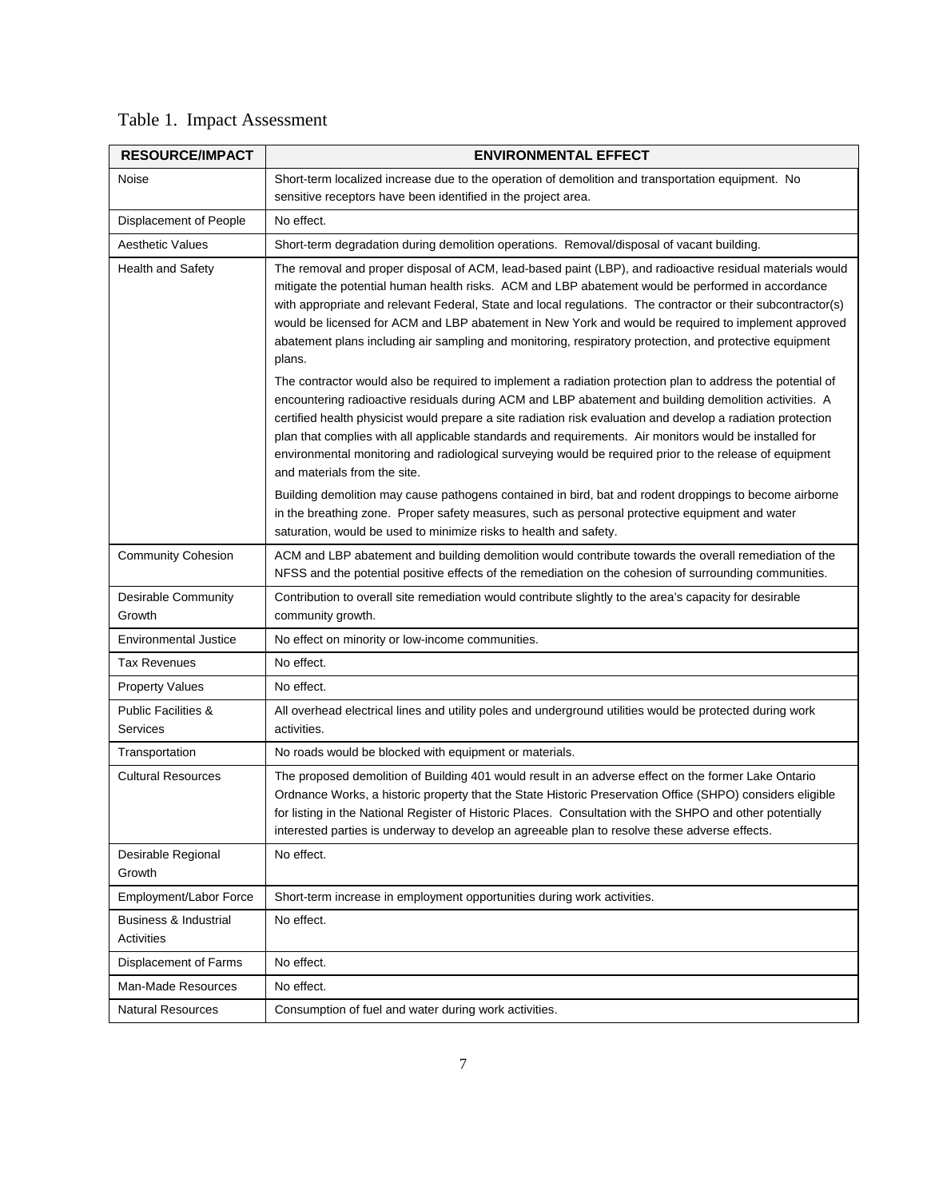Table 1. Impact Assessment

| RESOURCE/IMPACT | ENVIRONMENTAL EFFECT |
|---|---|
| Noise | Short-term localized increase due to the operation of demolition and transportation equipment. No sensitive receptors have been identified in the project area. |
| Displacement of People | No effect. |
| Aesthetic Values | Short-term degradation during demolition operations. Removal/disposal of vacant building. |
| Health and Safety | The removal and proper disposal of ACM, lead-based paint (LBP), and radioactive residual materials would mitigate the potential human health risks. ACM and LBP abatement would be performed in accordance with appropriate and relevant Federal, State and local regulations. The contractor or their subcontractor(s) would be licensed for ACM and LBP abatement in New York and would be required to implement approved abatement plans including air sampling and monitoring, respiratory protection, and protective equipment plans.<br><br>The contractor would also be required to implement a radiation protection plan to address the potential of encountering radioactive residuals during ACM and LBP abatement and building demolition activities. A certified health physicist would prepare a site radiation risk evaluation and develop a radiation protection plan that complies with all applicable standards and requirements. Air monitors would be installed for environmental monitoring and radiological surveying would be required prior to the release of equipment and materials from the site.<br><br>Building demolition may cause pathogens contained in bird, bat and rodent droppings to become airborne in the breathing zone. Proper safety measures, such as personal protective equipment and water saturation, would be used to minimize risks to health and safety. |
| Community Cohesion | ACM and LBP abatement and building demolition would contribute towards the overall remediation of the NFSS and the potential positive effects of the remediation on the cohesion of surrounding communities. |
| Desirable Community Growth | Contribution to overall site remediation would contribute slightly to the area's capacity for desirable community growth. |
| Environmental Justice | No effect on minority or low-income communities. |
| Tax Revenues | No effect. |
| Property Values | No effect. |
| Public Facilities & Services | All overhead electrical lines and utility poles and underground utilities would be protected during work activities. |
| Transportation | No roads would be blocked with equipment or materials. |
| Cultural Resources | The proposed demolition of Building 401 would result in an adverse effect on the former Lake Ontario Ordnance Works, a historic property that the State Historic Preservation Office (SHPO) considers eligible for listing in the National Register of Historic Places. Consultation with the SHPO and other potentially interested parties is underway to develop an agreeable plan to resolve these adverse effects. |
| Desirable Regional Growth | No effect. |
| Employment/Labor Force | Short-term increase in employment opportunities during work activities. |
| Business & Industrial Activities | No effect. |
| Displacement of Farms | No effect. |
| Man-Made Resources | No effect. |
| Natural Resources | Consumption of fuel and water during work activities. |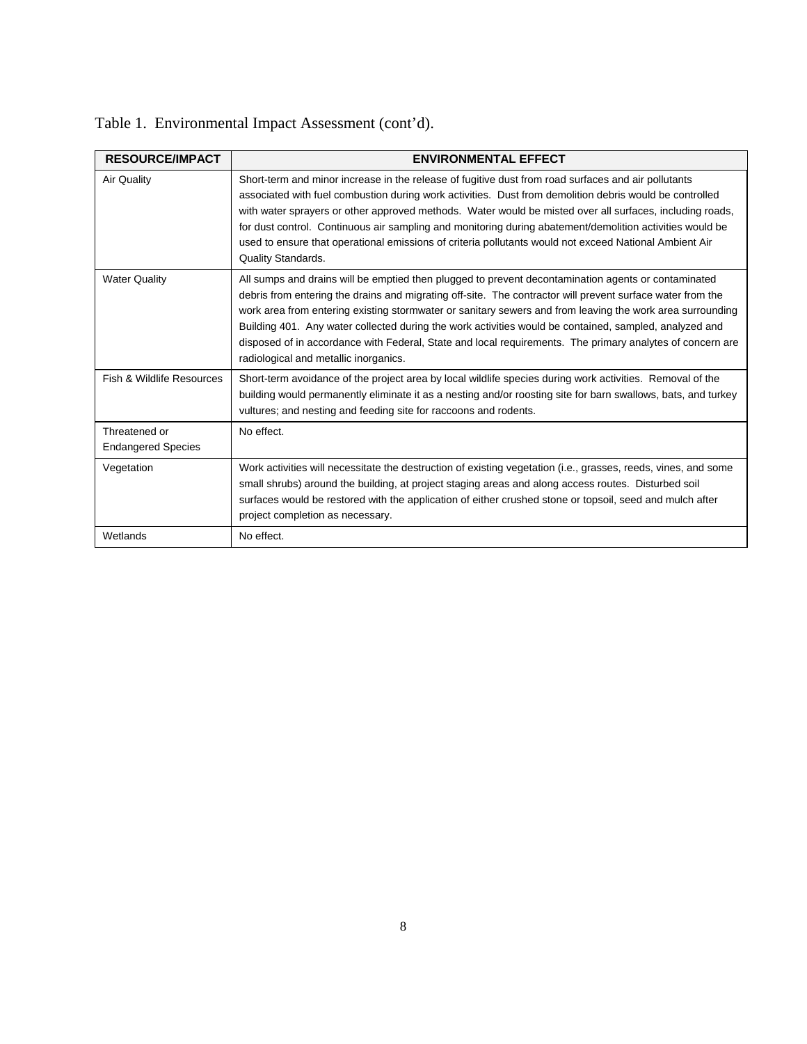Table 1. Environmental Impact Assessment (cont'd).

| RESOURCE/IMPACT | ENVIRONMENTAL EFFECT |
|---|---|
| Air Quality | Short-term and minor increase in the release of fugitive dust from road surfaces and air pollutants associated with fuel combustion during work activities. Dust from demolition debris would be controlled with water sprayers or other approved methods. Water would be misted over all surfaces, including roads, for dust control. Continuous air sampling and monitoring during abatement/demolition activities would be used to ensure that operational emissions of criteria pollutants would not exceed National Ambient Air Quality Standards. |
| Water Quality | All sumps and drains will be emptied then plugged to prevent decontamination agents or contaminated debris from entering the drains and migrating off-site. The contractor will prevent surface water from the work area from entering existing stormwater or sanitary sewers and from leaving the work area surrounding Building 401. Any water collected during the work activities would be contained, sampled, analyzed and disposed of in accordance with Federal, State and local requirements. The primary analytes of concern are radiological and metallic inorganics. |
| Fish & Wildlife Resources | Short-term avoidance of the project area by local wildlife species during work activities. Removal of the building would permanently eliminate it as a nesting and/or roosting site for barn swallows, bats, and turkey vultures; and nesting and feeding site for raccoons and rodents. |
| Threatened or Endangered Species | No effect. |
| Vegetation | Work activities will necessitate the destruction of existing vegetation (i.e., grasses, reeds, vines, and some small shrubs) around the building, at project staging areas and along access routes. Disturbed soil surfaces would be restored with the application of either crushed stone or topsoil, seed and mulch after project completion as necessary. |
| Wetlands | No effect. |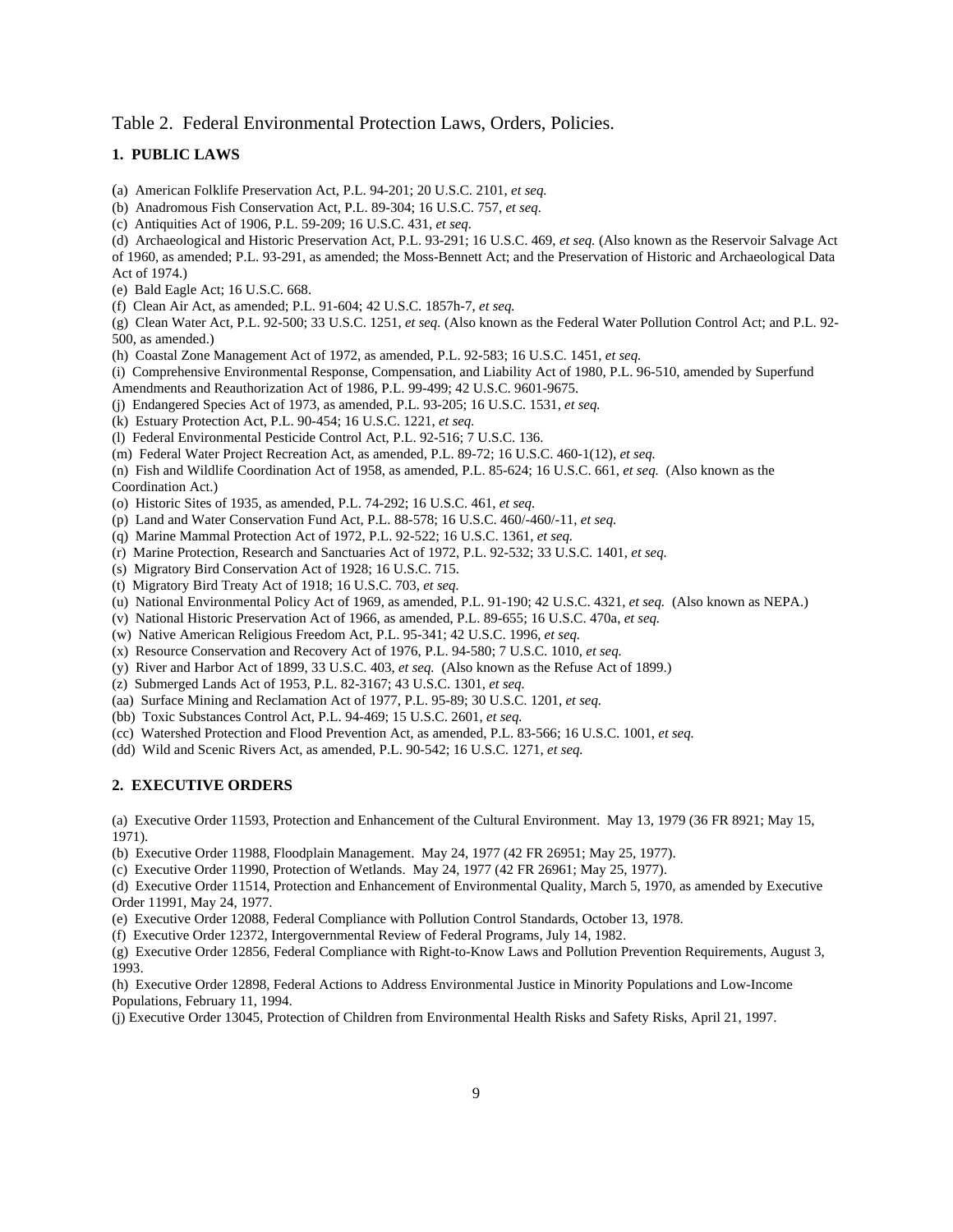Table 2. Federal Environmental Protection Laws, Orders, Policies.

### 1. PUBLIC LAWS

(a) American Folklife Preservation Act, P.L. 94-201; 20 U.S.C. 2101, *et seq.*

(b) Anadromous Fish Conservation Act, P.L. 89-304; 16 U.S.C. 757, *et seq.*

(c) Antiquities Act of 1906, P.L. 59-209; 16 U.S.C. 431, *et seq.*

(d) Archaeological and Historic Preservation Act, P.L. 93-291; 16 U.S.C. 469, *et seq.* (Also known as the Reservoir Salvage Act of 1960, as amended; P.L. 93-291, as amended; the Moss-Bennett Act; and the Preservation of Historic and Archaeological Data Act of 1974.)

(e) Bald Eagle Act; 16 U.S.C. 668.

(f) Clean Air Act, as amended; P.L. 91-604; 42 U.S.C. 1857h-7, *et seq.*

(g) Clean Water Act, P.L. 92-500; 33 U.S.C. 1251, *et seq.* (Also known as the Federal Water Pollution Control Act; and P.L. 92-500, as amended.)

(h) Coastal Zone Management Act of 1972, as amended, P.L. 92-583; 16 U.S.C. 1451, *et seq.*

(i) Comprehensive Environmental Response, Compensation, and Liability Act of 1980, P.L. 96-510, amended by Superfund Amendments and Reauthorization Act of 1986, P.L. 99-499; 42 U.S.C. 9601-9675.

(j) Endangered Species Act of 1973, as amended, P.L. 93-205; 16 U.S.C. 1531, *et seq.*

(k) Estuary Protection Act, P.L. 90-454; 16 U.S.C. 1221, *et seq.*

(l) Federal Environmental Pesticide Control Act, P.L. 92-516; 7 U.S.C. 136.

(m) Federal Water Project Recreation Act, as amended, P.L. 89-72; 16 U.S.C. 460-1(12), *et seq.*

(n) Fish and Wildlife Coordination Act of 1958, as amended, P.L. 85-624; 16 U.S.C. 661, *et seq.* (Also known as the Coordination Act.)

(o) Historic Sites of 1935, as amended, P.L. 74-292; 16 U.S.C. 461, *et seq.*

(p) Land and Water Conservation Fund Act, P.L. 88-578; 16 U.S.C. 460/-460/-11, *et seq.*

(q) Marine Mammal Protection Act of 1972, P.L. 92-522; 16 U.S.C. 1361, *et seq.*

(r) Marine Protection, Research and Sanctuaries Act of 1972, P.L. 92-532; 33 U.S.C. 1401, *et seq.*

(s) Migratory Bird Conservation Act of 1928; 16 U.S.C. 715.

(t) Migratory Bird Treaty Act of 1918; 16 U.S.C. 703, *et seq.*

(u) National Environmental Policy Act of 1969, as amended, P.L. 91-190; 42 U.S.C. 4321, *et seq.* (Also known as NEPA.)

(v) National Historic Preservation Act of 1966, as amended, P.L. 89-655; 16 U.S.C. 470a, *et seq.*

(w) Native American Religious Freedom Act, P.L. 95-341; 42 U.S.C. 1996, *et seq.*

(x) Resource Conservation and Recovery Act of 1976, P.L. 94-580; 7 U.S.C. 1010, *et seq.*

(y) River and Harbor Act of 1899, 33 U.S.C. 403, *et seq.* (Also known as the Refuse Act of 1899.)

(z) Submerged Lands Act of 1953, P.L. 82-3167; 43 U.S.C. 1301, *et seq.*

(aa) Surface Mining and Reclamation Act of 1977, P.L. 95-89; 30 U.S.C. 1201, *et seq.*

(bb) Toxic Substances Control Act, P.L. 94-469; 15 U.S.C. 2601, *et seq.*

(cc) Watershed Protection and Flood Prevention Act, as amended, P.L. 83-566; 16 U.S.C. 1001, *et seq.*

(dd) Wild and Scenic Rivers Act, as amended, P.L. 90-542; 16 U.S.C. 1271, *et seq.*

### 2. EXECUTIVE ORDERS

(a) Executive Order 11593, Protection and Enhancement of the Cultural Environment. May 13, 1979 (36 FR 8921; May 15, 1971).

(b) Executive Order 11988, Floodplain Management. May 24, 1977 (42 FR 26951; May 25, 1977).

(c) Executive Order 11990, Protection of Wetlands. May 24, 1977 (42 FR 26961; May 25, 1977).

(d) Executive Order 11514, Protection and Enhancement of Environmental Quality, March 5, 1970, as amended by Executive Order 11991, May 24, 1977.

(e) Executive Order 12088, Federal Compliance with Pollution Control Standards, October 13, 1978.

(f) Executive Order 12372, Intergovernmental Review of Federal Programs, July 14, 1982.

(g) Executive Order 12856, Federal Compliance with Right-to-Know Laws and Pollution Prevention Requirements, August 3, 1993.

(h) Executive Order 12898, Federal Actions to Address Environmental Justice in Minority Populations and Low-Income Populations, February 11, 1994.

(j) Executive Order 13045, Protection of Children from Environmental Health Risks and Safety Risks, April 21, 1997.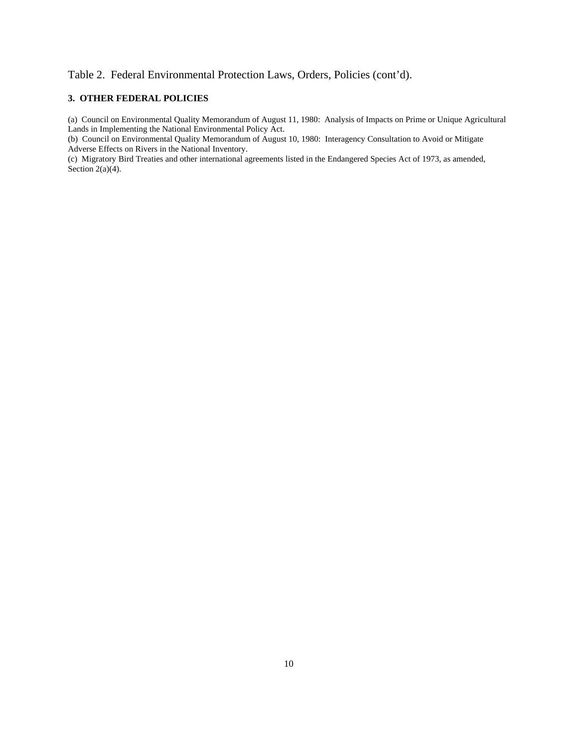Table 2. Federal Environmental Protection Laws, Orders, Policies (cont'd).

**3. OTHER FEDERAL POLICIES**

(a) Council on Environmental Quality Memorandum of August 11, 1980: Analysis of Impacts on Prime or Unique Agricultural Lands in Implementing the National Environmental Policy Act.
(b) Council on Environmental Quality Memorandum of August 10, 1980: Interagency Consultation to Avoid or Mitigate Adverse Effects on Rivers in the National Inventory.
(c) Migratory Bird Treaties and other international agreements listed in the Endangered Species Act of 1973, as amended, Section 2(a)(4).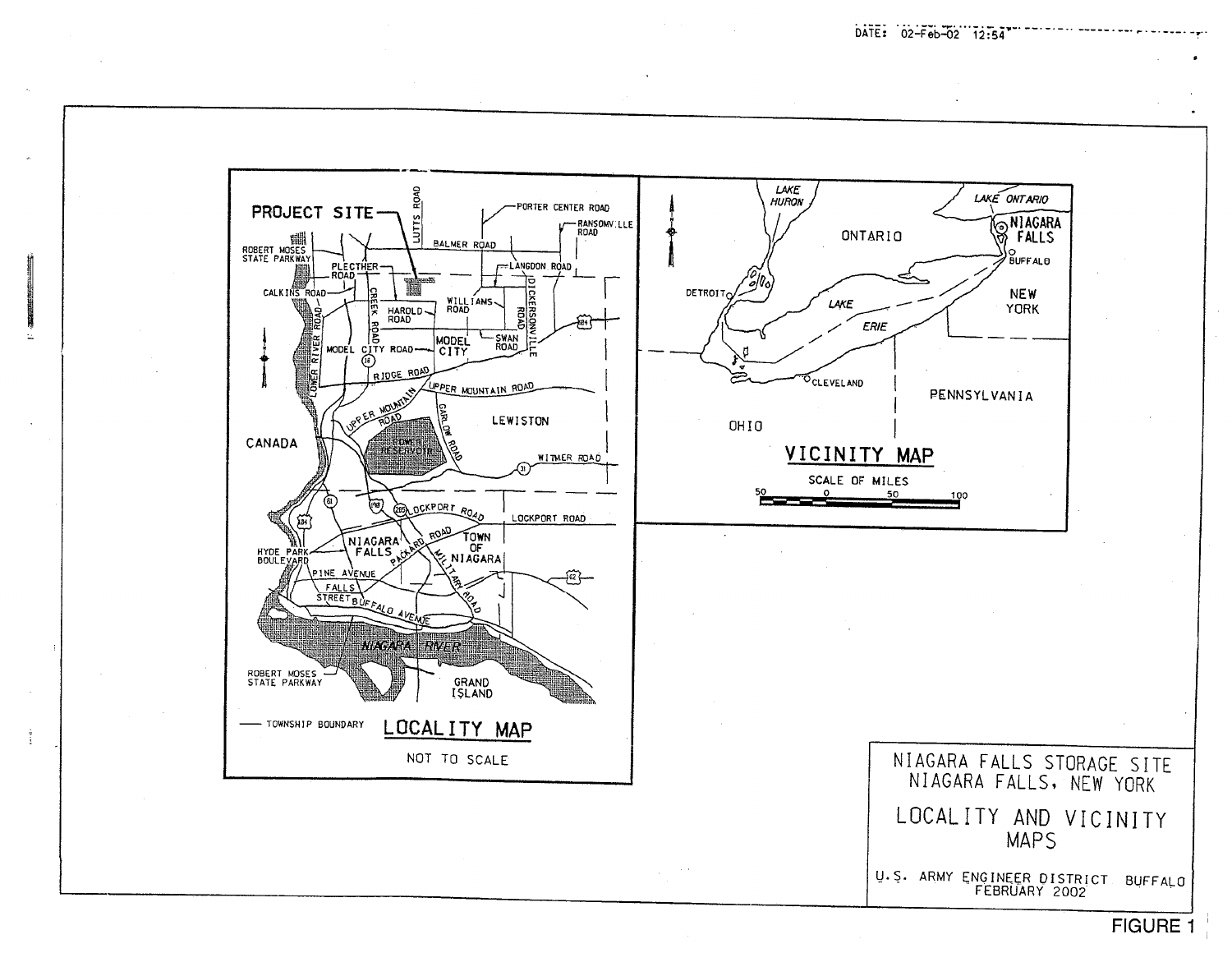DATE: 02-Feb-02 12:54

PROJECT SITE

ROBERT MOSES STATE PARKWAY

CALKINS ROAD

PLECTHER ROAD

LUTTS ROAD

BALMER ROAD

PORTER CENTER ROAD

RANSOMVILLE ROAD

LANGDON ROAD

HAROLD ROAD

WILLIAMS ROAD

DICKERSONVILLE ROAD

SWAN ROAD

LOWER RIVER ROAD

CREEK ROAD

MODEL CITY ROAD

MODEL CITY

RIDGE ROAD

UPPER MOUNTAIN ROAD

GARLOW ROAD

LEWISTON

CANADA

POWER RESERVOIR

WITMER ROAD

LOCKPORT ROAD

NIAGARA FALLS

TOWN OF NIAGARA

HYDE PARK BOULEVARD

PINE AVENUE

PACKARD ROAD

MILITARY ROAD

FALLS STREET

BUFFALO AVENUE

NIAGARA RIVER

ROBERT MOSES STATE PARKWAY

GRAND ISLAND

— TOWNSHIP BOUNDARY

## LOCALITY MAP

NOT TO SCALE

LAKE HURON

LAKE ONTARIO

ONTARIO

NIAGARA FALLS

BUFFALO

DETROIT

LAKE ERIE

NEW YORK

CLEVELAND

PENNSYLVANIA

OHIO

## VICINITY MAP

SCALE OF MILES

50 0 50 100

NIAGARA FALLS STORAGE SITE
NIAGARA FALLS, NEW YORK

LOCALITY AND VICINITY MAPS

U.S. ARMY ENGINEER DISTRICT BUFFALO
FEBRUARY 2002

FIGURE 1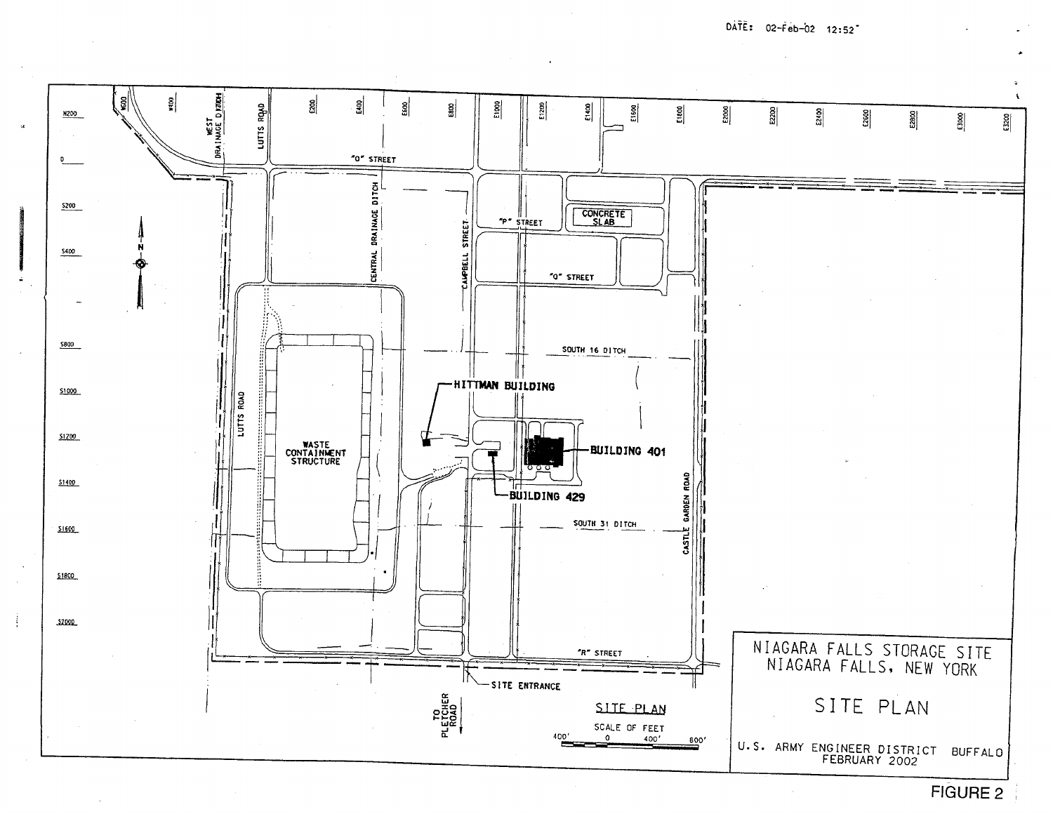DATE: 02-Feb-02 12:52

N200
0
S200
S400
S800
S1000
S1200
S1400
S1600
S1800
S2000

W600 W400 E200 E400 E600 E800 E1000 E1200 E1400 E1600 E1800 E2000 E2200 E2400 E2600 E2800 E3000 E3200

WEST DRAINAGE DITCH
LUTTS ROAD
"O" STREET
CENTRAL DRAINAGE DITCH
CAMPBELL STREET
"P" STREET
CONCRETE SLAB
"Q" STREET
SOUTH 16 DITCH
HITTMAN BUILDING
BUILDING 401
BUILDING 429
WASTE CONTAINMENT STRUCTURE
LUTTS ROAD
SOUTH 31 DITCH
CASTLE GARDEN ROAD
"R" STREET
SITE ENTRANCE
TO PLETCHER ROAD

SITE PLAN

SCALE OF FEET

400' 0 400' 800'

NIAGARA FALLS STORAGE SITE
NIAGARA FALLS, NEW YORK

SITE PLAN

U.S. ARMY ENGINEER DISTRICT BUFFALO
FEBRUARY 2002

FIGURE 2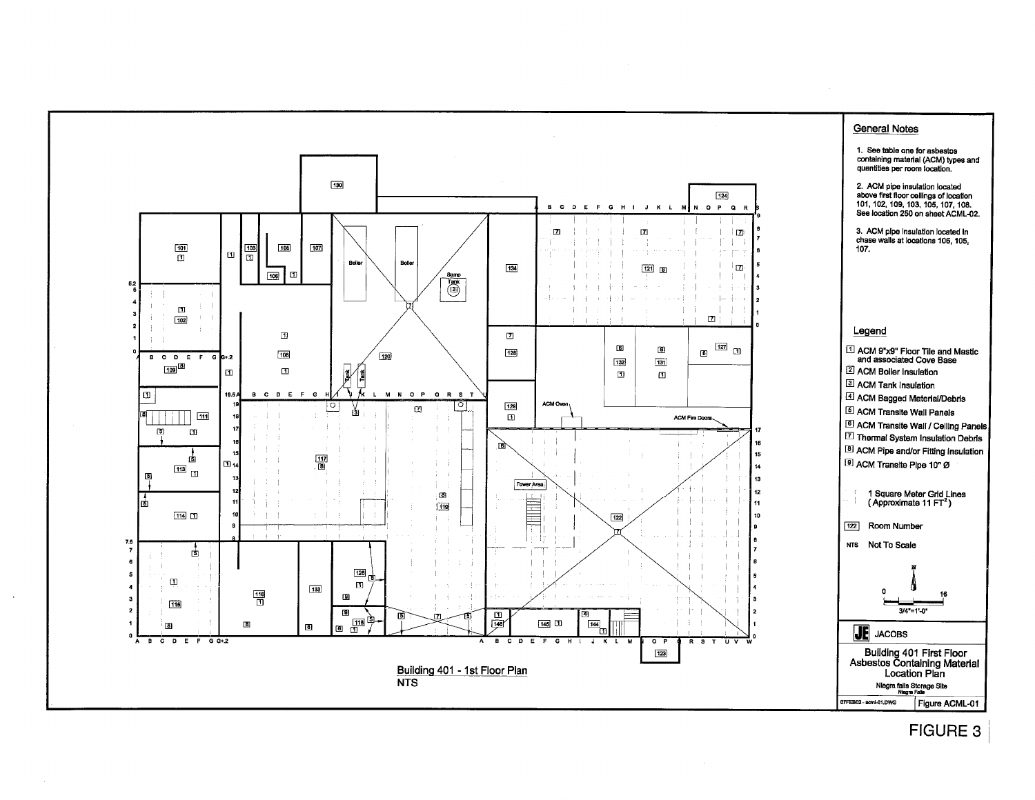## General Notes

1. See table one for asbestos containing material (ACM) types and quantities per room location.

2. ACM pipe insulation located above first floor ceilings of location 101, 102, 109, 103, 105, 107, 108. See location 250 on sheet ACML-02.

3. ACM pipe insulation located in chase walls at locations 106, 105, 107.

## Legend

- [1] ACM 9"x9" Floor Tile and Mastic and associated Cove Base
- [2] ACM Boiler Insulation
- [3] ACM Tank Insulation
- [4] ACM Bagged Material/Debris
- [5] ACM Transite Wall Panels
- [6] ACM Transite Wall / Ceiling Panels
- [7] Thermal System Insulation Debris
- [8] ACM Pipe and/or Fitting Insulation
- [9] ACM Transite Pipe 10" Ø

1 Square Meter Grid Lines (Approximate 11 $FT^2$)

[122] Room Number

NTS Not To Scale

3/4"=1'-0"

JACOBS

**Building 401 First Floor Asbestos Containing Material Location Plan**

Niagra falls Storage Site
Niagra Falls

07FEB02 - acml-01.DWG

Figure ACML-01

Building 401 - 1st Floor Plan
NTS

FIGURE 3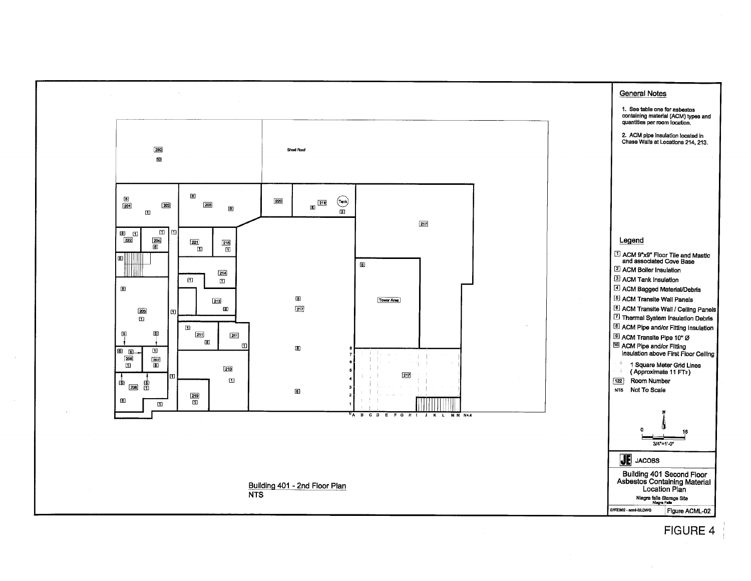## General Notes

1. See table one for asbestos containing material (ACM) types and quantities per room location.

2. ACM pipe insulation located in Chase Walls at Locations 214, 213.

## Legend

1 ACM 9"x9" Floor Tile and Mastic and associated Cove Base

2 ACM Boiler Insulation

3 ACM Tank Insulation

4 ACM Bagged Material/Debris

5 ACM Transite Wall Panels

6 ACM Transite Wall / Ceiling Panels

7 Thermal System Insulation Debris

8 ACM Pipe and/or Fitting Insulation

9 ACM Transite Pipe 10" Ø

10 ACM Pipe and/or Fitting insulation above First Floor Ceiling

1 Square Meter Grid Lines (Approximate 11 FT2)

122 Room Number

NTS Not To Scale

N

0 16

3/4"=1'-0"

JE JACOBS

**Building 401 Second Floor Asbestos Containing Material Location Plan**

Niagra falls Storage Site

Niagra Falls

07FEB02 - acml-02.DWG

Figure ACML-02

Building 401 - 2nd Floor Plan

NTS

FIGURE 4